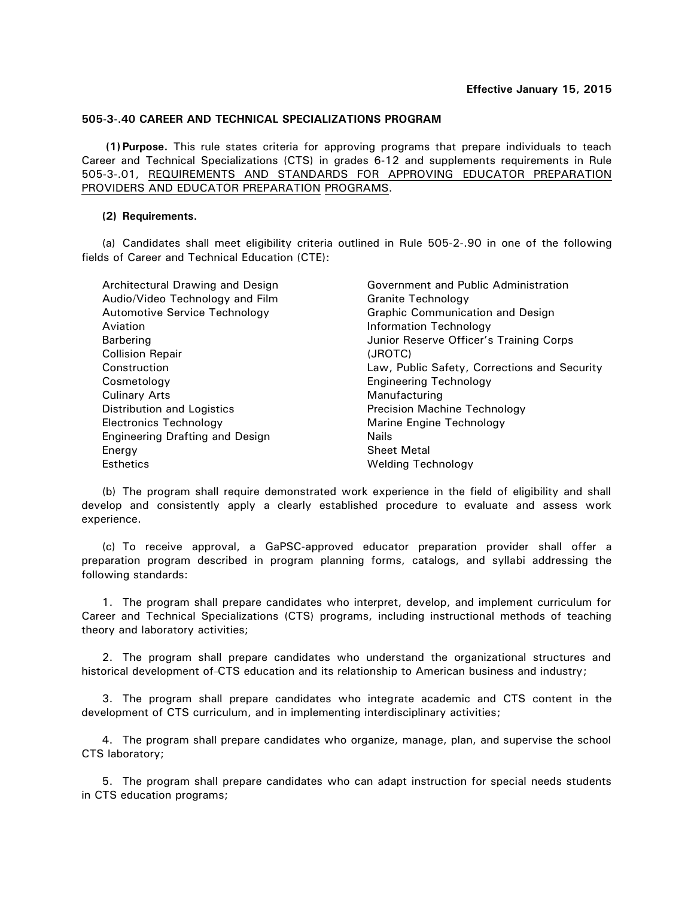**Effective January 15, 2015**

**505-3-.40 CAREER AND TECHNICAL SPECIALIZATIONS PROGRAM**

**(1) Purpose.** This rule states criteria for approving programs that prepare individuals to teach Career and Technical Specializations (CTS) in grades 6-12 and supplements requirements in Rule 505-3-.01, REQUIREMENTS AND STANDARDS FOR APPROVING EDUCATOR PREPARATION PROVIDERS AND EDUCATOR PREPARATION PROGRAMS.

**(2) Requirements.**

(a) Candidates shall meet eligibility criteria outlined in Rule 505-2-.90 in one of the following fields of Career and Technical Education (CTE):

- Architectural Drawing and Design
- Audio/Video Technology and Film
- Automotive Service Technology
- Aviation
- Barbering
- Collision Repair
- Construction
- Cosmetology
- Culinary Arts
- Distribution and Logistics
- Electronics Technology
- Engineering Drafting and Design
- Energy
- Esthetics
- Government and Public Administration
- Granite Technology
- Graphic Communication and Design
- Information Technology
- Junior Reserve Officer's Training Corps (JROTC)
- Law, Public Safety, Corrections and Security
- Engineering Technology
- Manufacturing
- Precision Machine Technology
- Marine Engine Technology
- Nails
- Sheet Metal
- Welding Technology

(b) The program shall require demonstrated work experience in the field of eligibility and shall develop and consistently apply a clearly established procedure to evaluate and assess work experience.

(c) To receive approval, a GaPSC-approved educator preparation provider shall offer a preparation program described in program planning forms, catalogs, and syllabi addressing the following standards:

1. The program shall prepare candidates who interpret, develop, and implement curriculum for Career and Technical Specializations (CTS) programs, including instructional methods of teaching theory and laboratory activities;

2. The program shall prepare candidates who understand the organizational structures and historical development of CTS education and its relationship to American business and industry;

3. The program shall prepare candidates who integrate academic and CTS content in the development of CTS curriculum, and in implementing interdisciplinary activities;

4. The program shall prepare candidates who organize, manage, plan, and supervise the school CTS laboratory;

5. The program shall prepare candidates who can adapt instruction for special needs students in CTS education programs;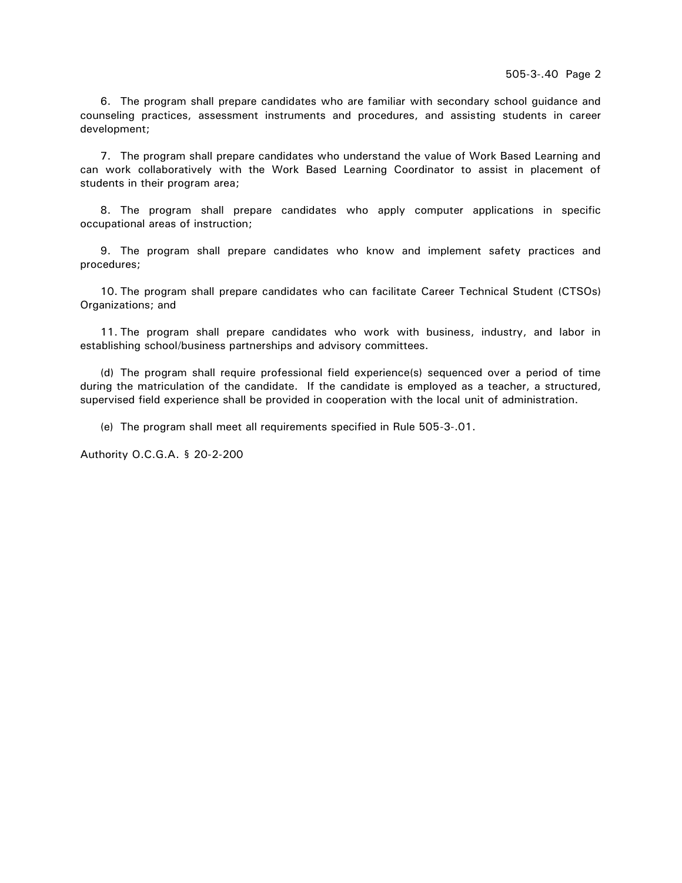6. The program shall prepare candidates who are familiar with secondary school guidance and counseling practices, assessment instruments and procedures, and assisting students in career development;

7. The program shall prepare candidates who understand the value of Work Based Learning and can work collaboratively with the Work Based Learning Coordinator to assist in placement of students in their program area;

8. The program shall prepare candidates who apply computer applications in specific occupational areas of instruction;

9. The program shall prepare candidates who know and implement safety practices and procedures;

10. The program shall prepare candidates who can facilitate Career Technical Student (CTSOs) Organizations; and

11. The program shall prepare candidates who work with business, industry, and labor in establishing school/business partnerships and advisory committees.

(d) The program shall require professional field experience(s) sequenced over a period of time during the matriculation of the candidate. If the candidate is employed as a teacher, a structured, supervised field experience shall be provided in cooperation with the local unit of administration.

(e) The program shall meet all requirements specified in Rule 505-3-.01.

Authority O.C.G.A. § 20-2-200